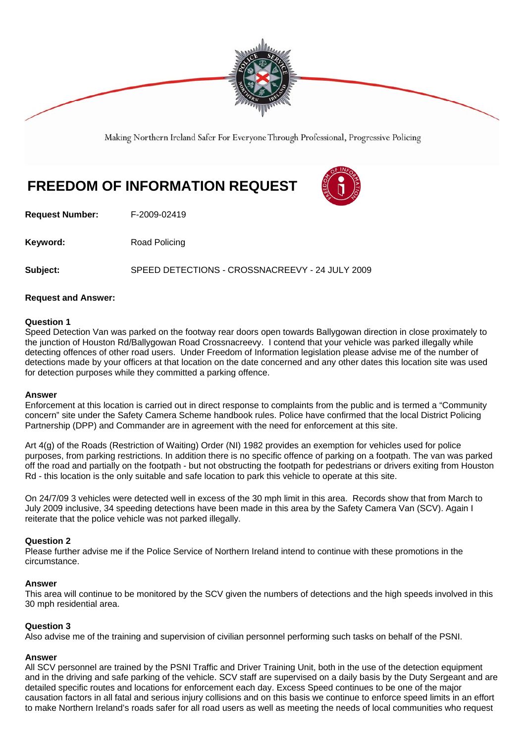Making Northern Ireland Safer For Everyone Through Professional, Progressive Policing

# FREEDOM OF INFORMATION REQUEST

**Request Number:** F-2009-02419

**Keyword:** Road Policing

**Subject:** SPEED DETECTIONS - CROSSNACREEVY - 24 JULY 2009

**Request and Answer:**

**Question 1**
Speed Detection Van was parked on the footway rear doors open towards Ballygowan direction in close proximately to the junction of Houston Rd/Ballygowan Road Crossnacreevy. I contend that your vehicle was parked illegally while detecting offences of other road users. Under Freedom of Information legislation please advise me of the number of detections made by your officers at that location on the date concerned and any other dates this location site was used for detection purposes while they committed a parking offence.

**Answer**
Enforcement at this location is carried out in direct response to complaints from the public and is termed a "Community concern" site under the Safety Camera Scheme handbook rules. Police have confirmed that the local District Policing Partnership (DPP) and Commander are in agreement with the need for enforcement at this site.

Art 4(g) of the Roads (Restriction of Waiting) Order (NI) 1982 provides an exemption for vehicles used for police purposes, from parking restrictions. In addition there is no specific offence of parking on a footpath. The van was parked off the road and partially on the footpath - but not obstructing the footpath for pedestrians or drivers exiting from Houston Rd - this location is the only suitable and safe location to park this vehicle to operate at this site.

On 24/7/09 3 vehicles were detected well in excess of the 30 mph limit in this area. Records show that from March to July 2009 inclusive, 34 speeding detections have been made in this area by the Safety Camera Van (SCV). Again I reiterate that the police vehicle was not parked illegally.

**Question 2**
Please further advise me if the Police Service of Northern Ireland intend to continue with these promotions in the circumstance.

**Answer**
This area will continue to be monitored by the SCV given the numbers of detections and the high speeds involved in this 30 mph residential area.

**Question 3**
Also advise me of the training and supervision of civilian personnel performing such tasks on behalf of the PSNI.

**Answer**
All SCV personnel are trained by the PSNI Traffic and Driver Training Unit, both in the use of the detection equipment and in the driving and safe parking of the vehicle. SCV staff are supervised on a daily basis by the Duty Sergeant and are detailed specific routes and locations for enforcement each day. Excess Speed continues to be one of the major causation factors in all fatal and serious injury collisions and on this basis we continue to enforce speed limits in an effort to make Northern Ireland's roads safer for all road users as well as meeting the needs of local communities who request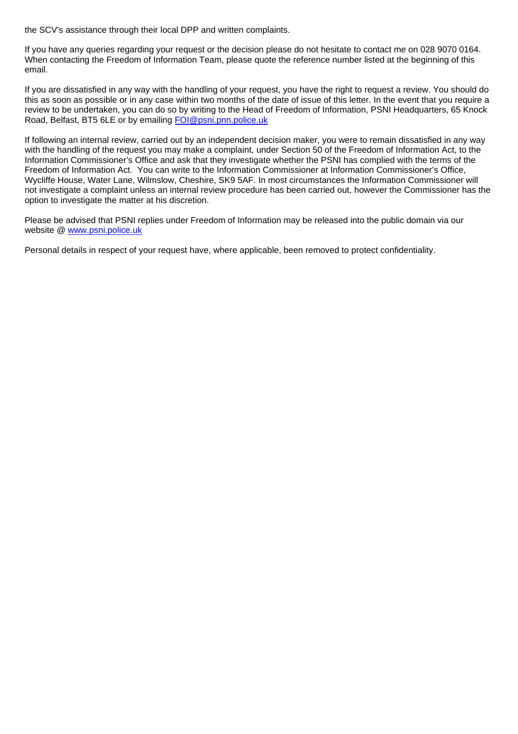the SCV's assistance through their local DPP and written complaints.

If you have any queries regarding your request or the decision please do not hesitate to contact me on 028 9070 0164. When contacting the Freedom of Information Team, please quote the reference number listed at the beginning of this email.

If you are dissatisfied in any way with the handling of your request, you have the right to request a review. You should do this as soon as possible or in any case within two months of the date of issue of this letter. In the event that you require a review to be undertaken, you can do so by writing to the Head of Freedom of Information, PSNI Headquarters, 65 Knock Road, Belfast, BT5 6LE or by emailing FOI@psni.pnn.police.uk

If following an internal review, carried out by an independent decision maker, you were to remain dissatisfied in any way with the handling of the request you may make a complaint, under Section 50 of the Freedom of Information Act, to the Information Commissioner's Office and ask that they investigate whether the PSNI has complied with the terms of the Freedom of Information Act. You can write to the Information Commissioner at Information Commissioner's Office, Wycliffe House, Water Lane, Wilmslow, Cheshire, SK9 5AF. In most circumstances the Information Commissioner will not investigate a complaint unless an internal review procedure has been carried out, however the Commissioner has the option to investigate the matter at his discretion.

Please be advised that PSNI replies under Freedom of Information may be released into the public domain via our website @ www.psni.police.uk

Personal details in respect of your request have, where applicable, been removed to protect confidentiality.